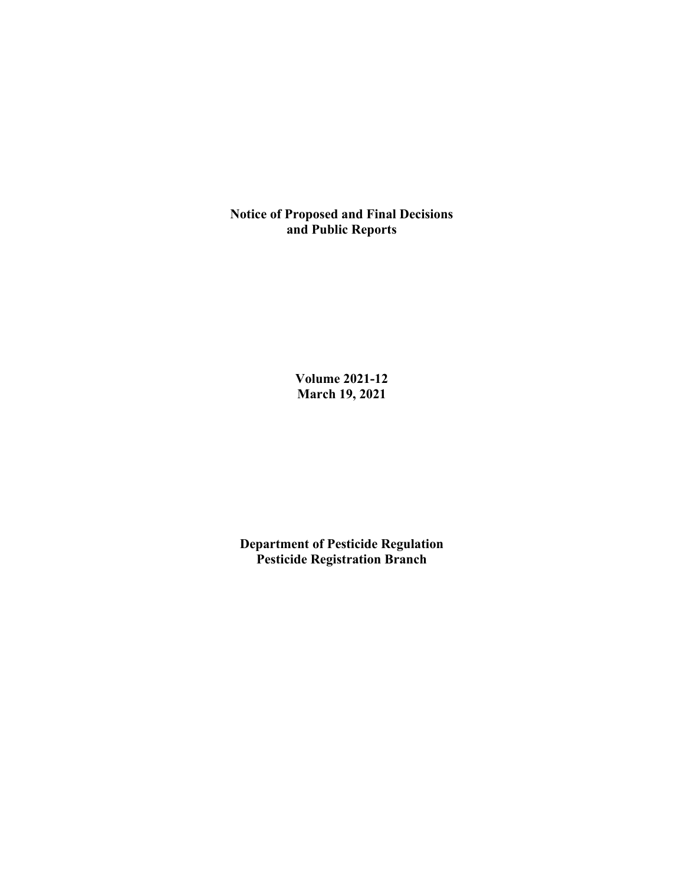# Notice of Proposed and Final Decisions and Public Reports

**Volume 2021-12**
**March 19, 2021**

**Department of Pesticide Regulation**
**Pesticide Registration Branch**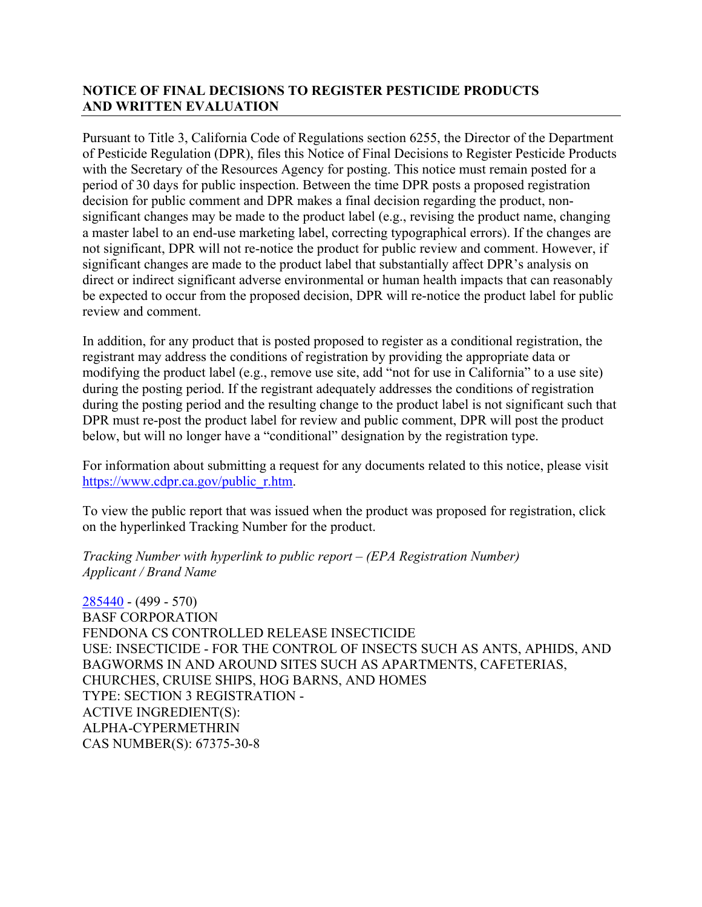## NOTICE OF FINAL DECISIONS TO REGISTER PESTICIDE PRODUCTS AND WRITTEN EVALUATION

Pursuant to Title 3, California Code of Regulations section 6255, the Director of the Department of Pesticide Regulation (DPR), files this Notice of Final Decisions to Register Pesticide Products with the Secretary of the Resources Agency for posting. This notice must remain posted for a period of 30 days for public inspection. Between the time DPR posts a proposed registration decision for public comment and DPR makes a final decision regarding the product, non-significant changes may be made to the product label (e.g., revising the product name, changing a master label to an end-use marketing label, correcting typographical errors). If the changes are not significant, DPR will not re-notice the product for public review and comment. However, if significant changes are made to the product label that substantially affect DPR's analysis on direct or indirect significant adverse environmental or human health impacts that can reasonably be expected to occur from the proposed decision, DPR will re-notice the product label for public review and comment.

In addition, for any product that is posted proposed to register as a conditional registration, the registrant may address the conditions of registration by providing the appropriate data or modifying the product label (e.g., remove use site, add "not for use in California" to a use site) during the posting period. If the registrant adequately addresses the conditions of registration during the posting period and the resulting change to the product label is not significant such that DPR must re-post the product label for review and public comment, DPR will post the product below, but will no longer have a "conditional" designation by the registration type.

For information about submitting a request for any documents related to this notice, please visit https://www.cdpr.ca.gov/public_r.htm.

To view the public report that was issued when the product was proposed for registration, click on the hyperlinked Tracking Number for the product.

*Tracking Number with hyperlink to public report – (EPA Registration Number)*
*Applicant / Brand Name*

285440 - (499 - 570)
BASF CORPORATION
FENDONA CS CONTROLLED RELEASE INSECTICIDE
USE: INSECTICIDE - FOR THE CONTROL OF INSECTS SUCH AS ANTS, APHIDS, AND BAGWORMS IN AND AROUND SITES SUCH AS APARTMENTS, CAFETERIAS, CHURCHES, CRUISE SHIPS, HOG BARNS, AND HOMES
TYPE: SECTION 3 REGISTRATION -
ACTIVE INGREDIENT(S):
ALPHA-CYPERMETHRIN
CAS NUMBER(S): 67375-30-8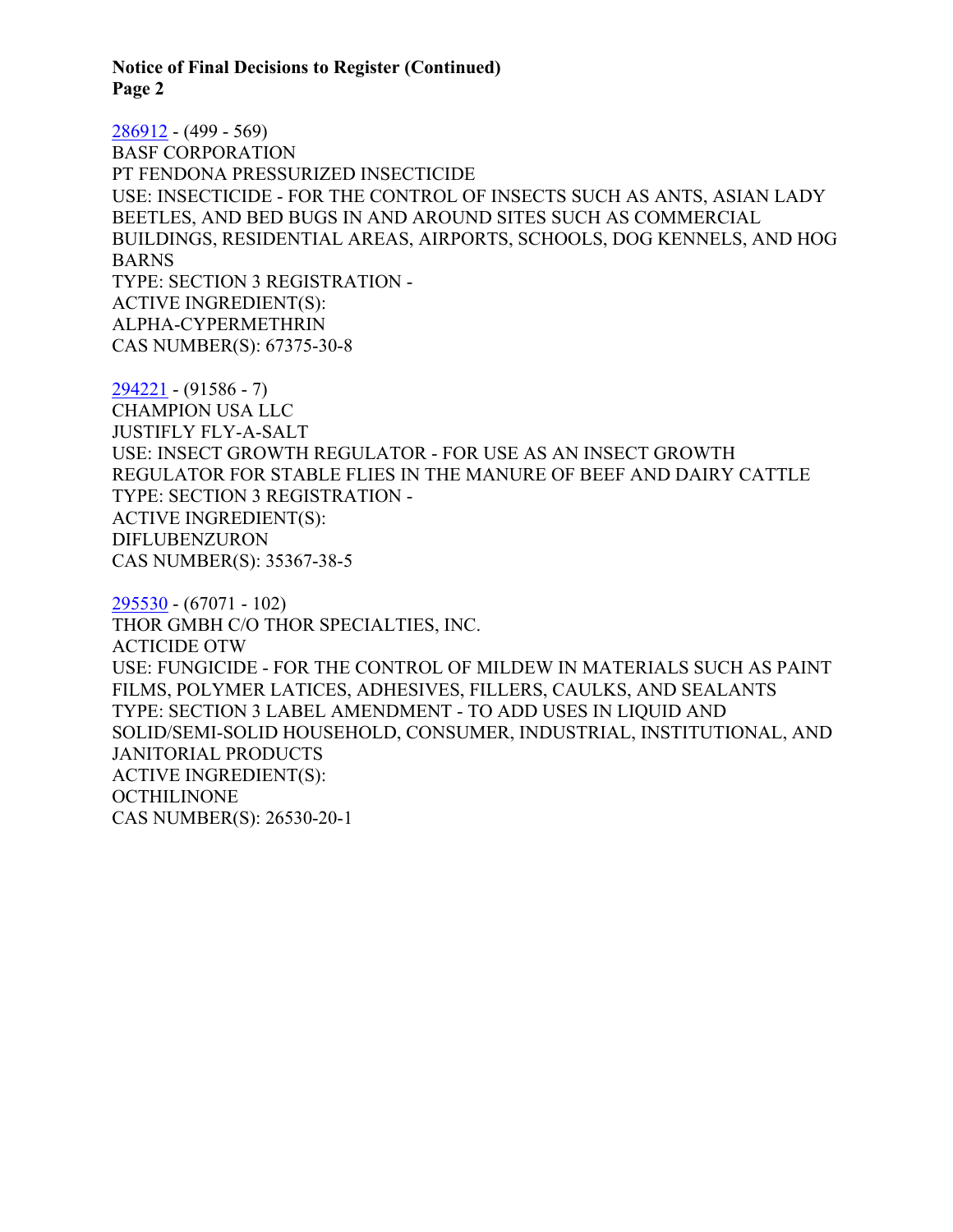286912 - (499 - 569)
BASF CORPORATION
PT FENDONA PRESSURIZED INSECTICIDE
USE: INSECTICIDE - FOR THE CONTROL OF INSECTS SUCH AS ANTS, ASIAN LADY BEETLES, AND BED BUGS IN AND AROUND SITES SUCH AS COMMERCIAL BUILDINGS, RESIDENTIAL AREAS, AIRPORTS, SCHOOLS, DOG KENNELS, AND HOG BARNS
TYPE: SECTION 3 REGISTRATION -
ACTIVE INGREDIENT(S):
ALPHA-CYPERMETHRIN
CAS NUMBER(S): 67375-30-8

294221 - (91586 - 7)
CHAMPION USA LLC
JUSTIFLY FLY-A-SALT
USE: INSECT GROWTH REGULATOR - FOR USE AS AN INSECT GROWTH REGULATOR FOR STABLE FLIES IN THE MANURE OF BEEF AND DAIRY CATTLE
TYPE: SECTION 3 REGISTRATION -
ACTIVE INGREDIENT(S):
DIFLUBENZURON
CAS NUMBER(S): 35367-38-5

295530 - (67071 - 102)
THOR GMBH C/O THOR SPECIALTIES, INC.
ACTICIDE OTW
USE: FUNGICIDE - FOR THE CONTROL OF MILDEW IN MATERIALS SUCH AS PAINT FILMS, POLYMER LATICES, ADHESIVES, FILLERS, CAULKS, AND SEALANTS
TYPE: SECTION 3 LABEL AMENDMENT - TO ADD USES IN LIQUID AND SOLID/SEMI-SOLID HOUSEHOLD, CONSUMER, INDUSTRIAL, INSTITUTIONAL, AND JANITORIAL PRODUCTS
ACTIVE INGREDIENT(S):
OCTHILINONE
CAS NUMBER(S): 26530-20-1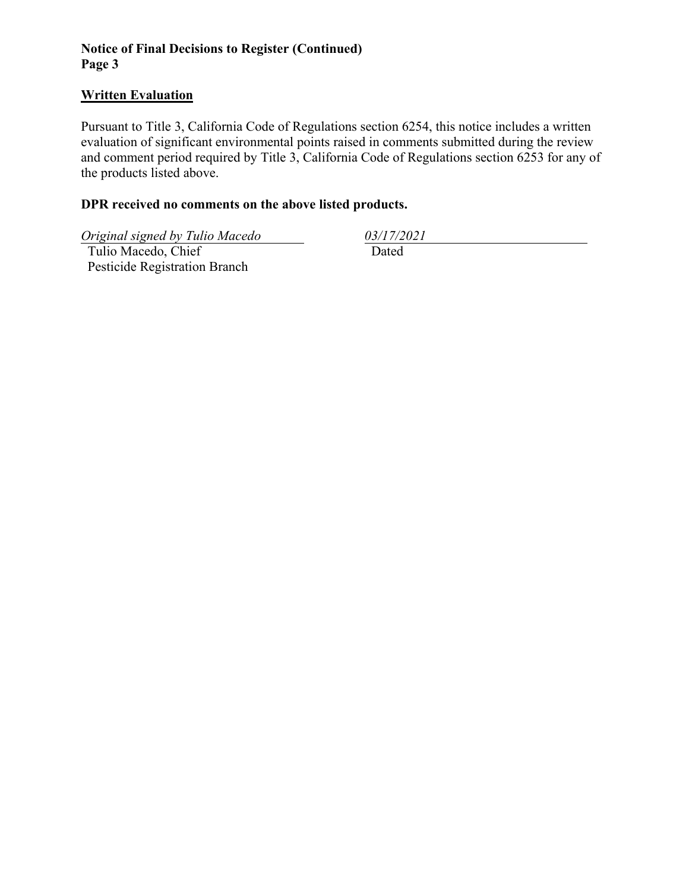**Notice of Final Decisions to Register (Continued)**
**Page 3**

## Written Evaluation

Pursuant to Title 3, California Code of Regulations section 6254, this notice includes a written evaluation of significant environmental points raised in comments submitted during the review and comment period required by Title 3, California Code of Regulations section 6253 for any of the products listed above.

**DPR received no comments on the above listed products.**

*Original signed by Tulio Macedo*
Tulio Macedo, Chief
Pesticide Registration Branch

*03/17/2021*
Dated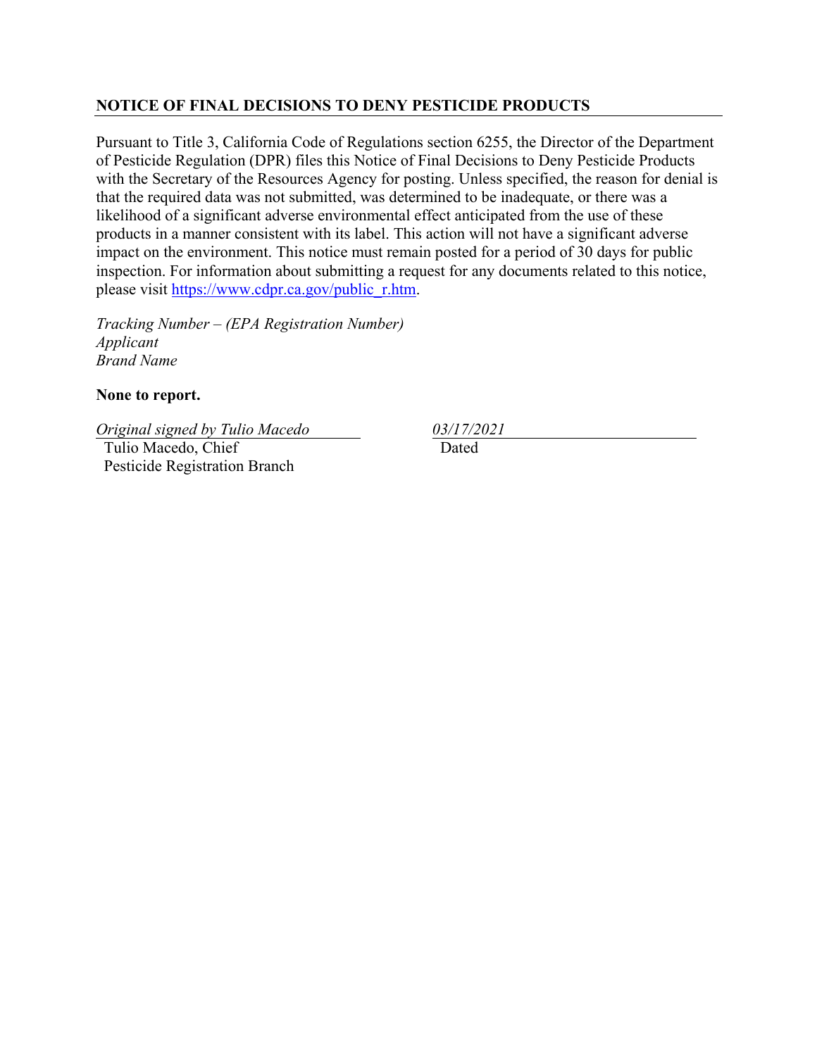## NOTICE OF FINAL DECISIONS TO DENY PESTICIDE PRODUCTS

Pursuant to Title 3, California Code of Regulations section 6255, the Director of the Department of Pesticide Regulation (DPR) files this Notice of Final Decisions to Deny Pesticide Products with the Secretary of the Resources Agency for posting. Unless specified, the reason for denial is that the required data was not submitted, was determined to be inadequate, or there was a likelihood of a significant adverse environmental effect anticipated from the use of these products in a manner consistent with its label. This action will not have a significant adverse impact on the environment. This notice must remain posted for a period of 30 days for public inspection. For information about submitting a request for any documents related to this notice, please visit https://www.cdpr.ca.gov/public_r.htm.

*Tracking Number – (EPA Registration Number)*
*Applicant*
*Brand Name*

**None to report.**

*Original signed by Tulio Macedo*
Tulio Macedo, Chief
Pesticide Registration Branch

*03/17/2021*
Dated